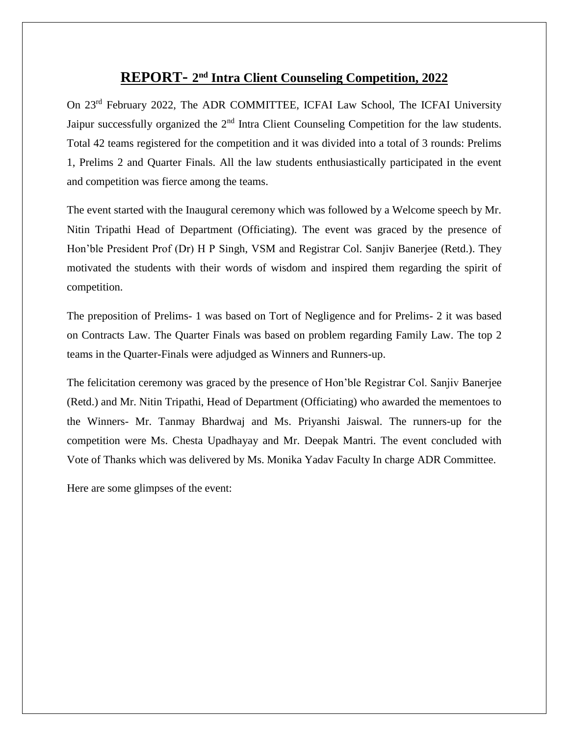# REPORT- 2nd Intra Client Counseling Competition, 2022

On 23rd February 2022, The ADR COMMITTEE, ICFAI Law School, The ICFAI University Jaipur successfully organized the 2nd Intra Client Counseling Competition for the law students. Total 42 teams registered for the competition and it was divided into a total of 3 rounds: Prelims 1, Prelims 2 and Quarter Finals. All the law students enthusiastically participated in the event and competition was fierce among the teams.

The event started with the Inaugural ceremony which was followed by a Welcome speech by Mr. Nitin Tripathi Head of Department (Officiating). The event was graced by the presence of Hon'ble President Prof (Dr) H P Singh, VSM and Registrar Col. Sanjiv Banerjee (Retd.). They motivated the students with their words of wisdom and inspired them regarding the spirit of competition.

The preposition of Prelims- 1 was based on Tort of Negligence and for Prelims- 2 it was based on Contracts Law. The Quarter Finals was based on problem regarding Family Law. The top 2 teams in the Quarter-Finals were adjudged as Winners and Runners-up.

The felicitation ceremony was graced by the presence of Hon'ble Registrar Col. Sanjiv Banerjee (Retd.) and Mr. Nitin Tripathi, Head of Department (Officiating) who awarded the mementoes to the Winners- Mr. Tanmay Bhardwaj and Ms. Priyanshi Jaiswal. The runners-up for the competition were Ms. Chesta Upadhayay and Mr. Deepak Mantri. The event concluded with Vote of Thanks which was delivered by Ms. Monika Yadav Faculty In charge ADR Committee.

Here are some glimpses of the event: